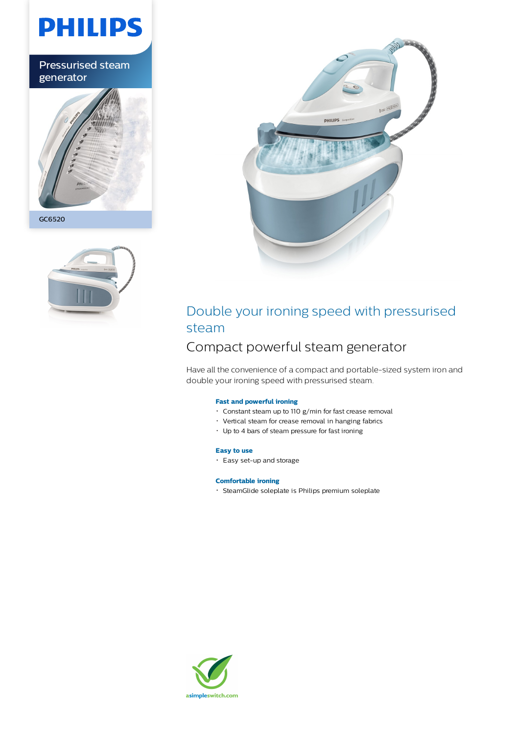PHILIPS

Pressurised steam generator

GC6520

# Double your ironing speed with pressurised steam

## Compact powerful steam generator

Have all the convenience of a compact and portable-sized system iron and double your ironing speed with pressurised steam.

### Fast and powerful ironing

- Constant steam up to 110 g/min for fast crease removal
- Vertical steam for crease removal in hanging fabrics
- Up to 4 bars of steam pressure for fast ironing

### Easy to use

- Easy set-up and storage

### Comfortable ironing

- SteamGlide soleplate is Philips premium soleplate

asimpleswitch.com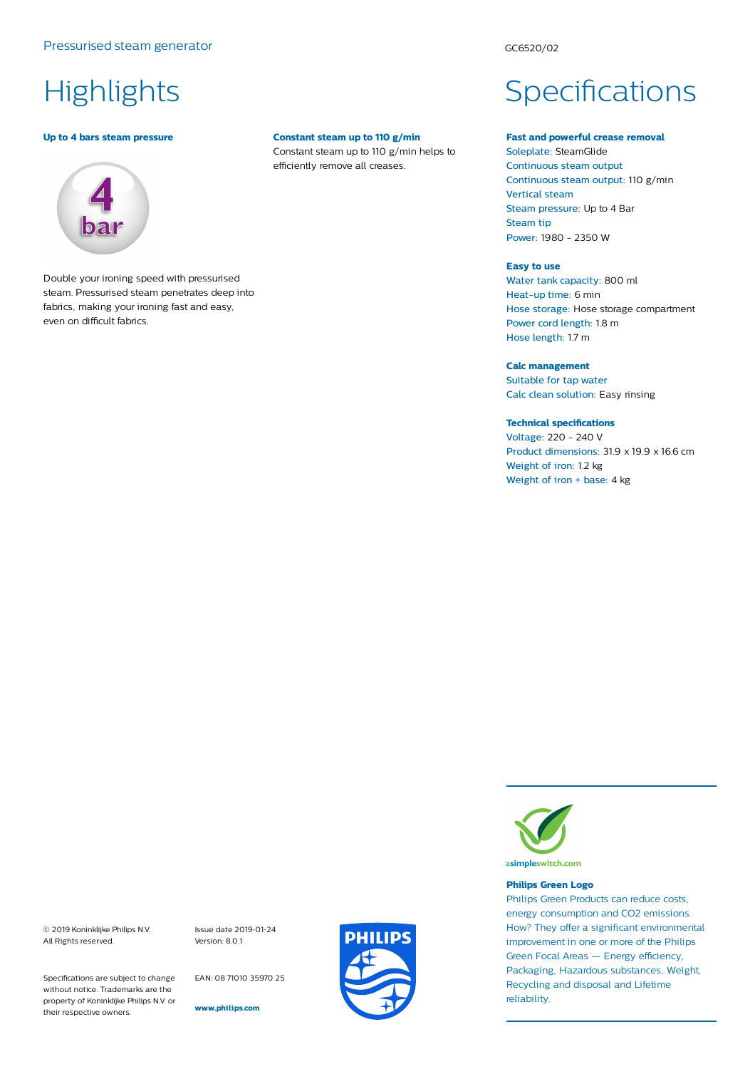Pressurised steam generator

GC6520/02

# Highlights

### Up to 4 bars steam pressure

Double your ironing speed with pressurised steam. Pressurised steam penetrates deep into fabrics, making your ironing fast and easy, even on difficult fabrics.

### Constant steam up to 110 g/min

Constant steam up to 110 g/min helps to efficiently remove all creases.

# Specifications

### Fast and powerful crease removal

- Soleplate: SteamGlide
- Continuous steam output
- Continuous steam output: 110 g/min
- Vertical steam
- Steam pressure: Up to 4 Bar
- Steam tip
- Power: 1980 - 2350 W

### Easy to use

- Water tank capacity: 800 ml
- Heat-up time: 6 min
- Hose storage: Hose storage compartment
- Power cord length: 1.8 m
- Hose length: 1.7 m

### Calc management

- Suitable for tap water
- Calc clean solution: Easy rinsing

### Technical specifications

- Voltage: 220 - 240 V
- Product dimensions: 31.9 x 19.9 x 16.6 cm
- Weight of iron: 1.2 kg
- Weight of iron + base: 4 kg

asimpleswitch.com

### Philips Green Logo

Philips Green Products can reduce costs, energy consumption and CO2 emissions. How? They offer a significant environmental improvement in one or more of the Philips Green Focal Areas — Energy efficiency, Packaging, Hazardous substances, Weight, Recycling and disposal and Lifetime reliability.

© 2019 Koninklijke Philips N.V.
All Rights reserved.

Specifications are subject to change without notice. Trademarks are the property of Koninklijke Philips N.V. or their respective owners.

Issue date 2019-01-24
Version: 8.0.1

EAN: 08 71010 35970 25

www.philips.com